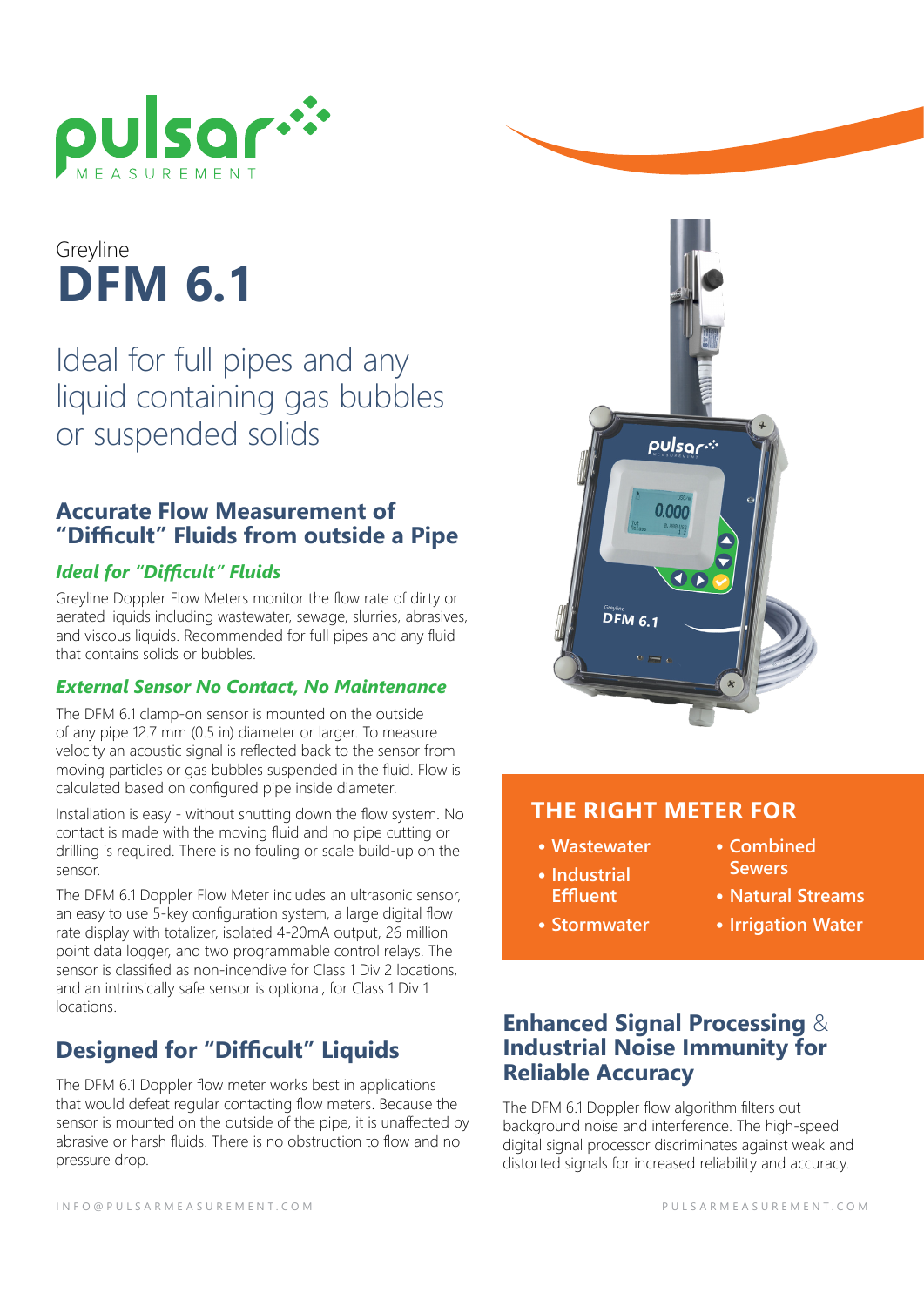Greyline

# DFM 6.1

Ideal for full pipes and any liquid containing gas bubbles or suspended solids

## Accurate Flow Measurement of "Difficult" Fluids from outside a Pipe

### *Ideal for "Difficult" Fluids*

Greyline Doppler Flow Meters monitor the flow rate of dirty or aerated liquids including wastewater, sewage, slurries, abrasives, and viscous liquids. Recommended for full pipes and any fluid that contains solids or bubbles.

### *External Sensor No Contact, No Maintenance*

The DFM 6.1 clamp-on sensor is mounted on the outside of any pipe 12.7 mm (0.5 in) diameter or larger. To measure velocity an acoustic signal is reflected back to the sensor from moving particles or gas bubbles suspended in the fluid. Flow is calculated based on configured pipe inside diameter.

Installation is easy - without shutting down the flow system. No contact is made with the moving fluid and no pipe cutting or drilling is required. There is no fouling or scale build-up on the sensor.

The DFM 6.1 Doppler Flow Meter includes an ultrasonic sensor, an easy to use 5-key configuration system, a large digital flow rate display with totalizer, isolated 4-20mA output, 26 million point data logger, and two programmable control relays. The sensor is classified as non-incendive for Class 1 Div 2 locations, and an intrinsically safe sensor is optional, for Class 1 Div 1 locations.

## Designed for "Difficult" Liquids

The DFM 6.1 Doppler flow meter works best in applications that would defeat regular contacting flow meters. Because the sensor is mounted on the outside of the pipe, it is unaffected by abrasive or harsh fluids. There is no obstruction to flow and no pressure drop.

## THE RIGHT METER FOR

- Wastewater
- Industrial Effluent
- Stormwater
- Combined Sewers
- Natural Streams
- Irrigation Water

## Enhanced Signal Processing & Industrial Noise Immunity for Reliable Accuracy

The DFM 6.1 Doppler flow algorithm filters out background noise and interference. The high-speed digital signal processor discriminates against weak and distorted signals for increased reliability and accuracy.

INFO@PULSARMEASUREMENT.COM PULSARMEASUREMENT.COM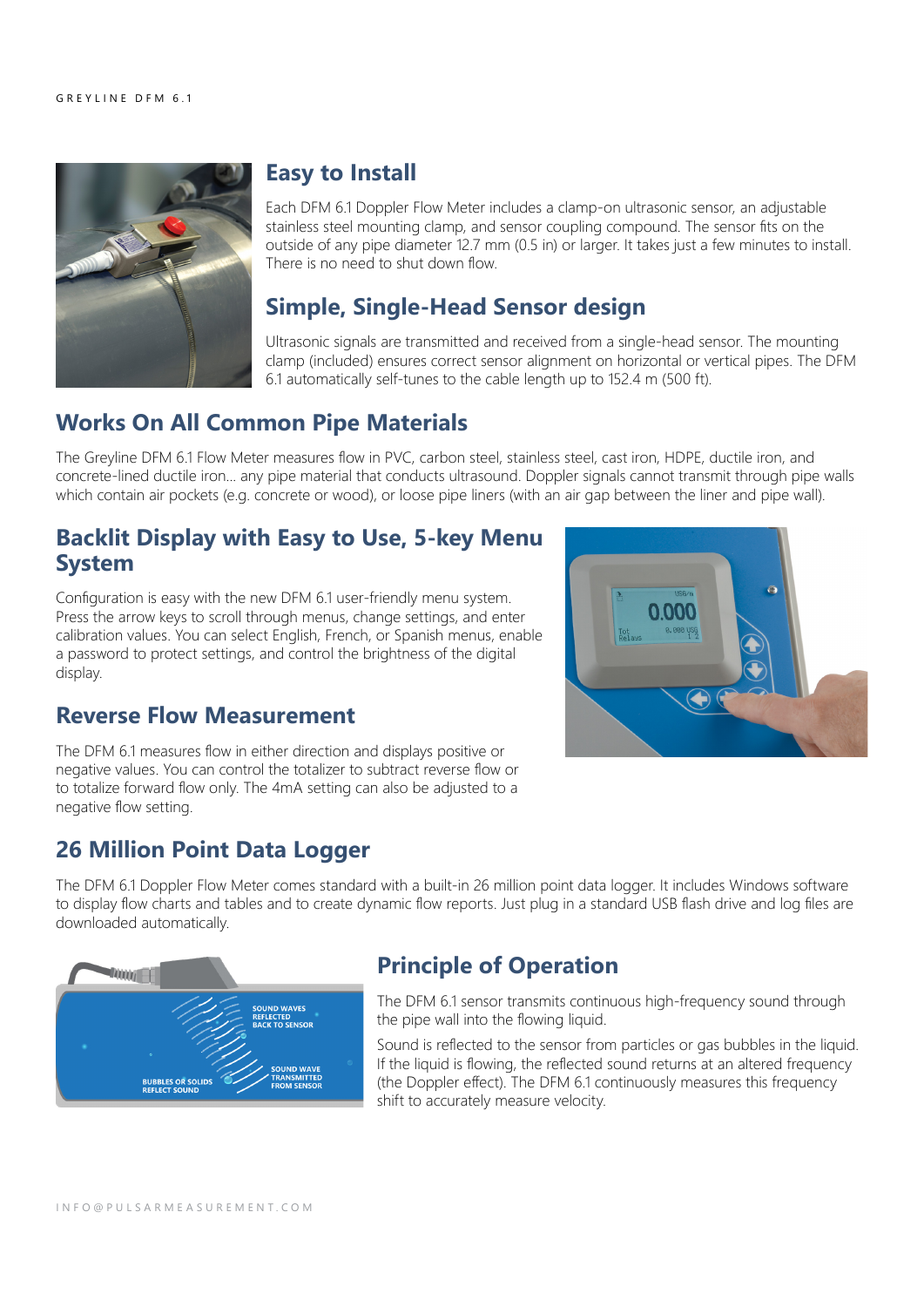## Easy to Install

Each DFM 6.1 Doppler Flow Meter includes a clamp-on ultrasonic sensor, an adjustable stainless steel mounting clamp, and sensor coupling compound. The sensor fits on the outside of any pipe diameter 12.7 mm (0.5 in) or larger. It takes just a few minutes to install. There is no need to shut down flow.

## Simple, Single-Head Sensor design

Ultrasonic signals are transmitted and received from a single-head sensor. The mounting clamp (included) ensures correct sensor alignment on horizontal or vertical pipes. The DFM 6.1 automatically self-tunes to the cable length up to 152.4 m (500 ft).

## Works On All Common Pipe Materials

The Greyline DFM 6.1 Flow Meter measures flow in PVC, carbon steel, stainless steel, cast iron, HDPE, ductile iron, and concrete-lined ductile iron... any pipe material that conducts ultrasound. Doppler signals cannot transmit through pipe walls which contain air pockets (e.g. concrete or wood), or loose pipe liners (with an air gap between the liner and pipe wall).

## Backlit Display with Easy to Use, 5-key Menu System

Configuration is easy with the new DFM 6.1 user-friendly menu system. Press the arrow keys to scroll through menus, change settings, and enter calibration values. You can select English, French, or Spanish menus, enable a password to protect settings, and control the brightness of the digital display.

## Reverse Flow Measurement

The DFM 6.1 measures flow in either direction and displays positive or negative values. You can control the totalizer to subtract reverse flow or to totalize forward flow only. The 4mA setting can also be adjusted to a negative flow setting.

## 26 Million Point Data Logger

The DFM 6.1 Doppler Flow Meter comes standard with a built-in 26 million point data logger. It includes Windows software to display flow charts and tables and to create dynamic flow reports. Just plug in a standard USB flash drive and log files are downloaded automatically.

## Principle of Operation

The DFM 6.1 sensor transmits continuous high-frequency sound through the pipe wall into the flowing liquid.

Sound is reflected to the sensor from particles or gas bubbles in the liquid. If the liquid is flowing, the reflected sound returns at an altered frequency (the Doppler effect). The DFM 6.1 continuously measures this frequency shift to accurately measure velocity.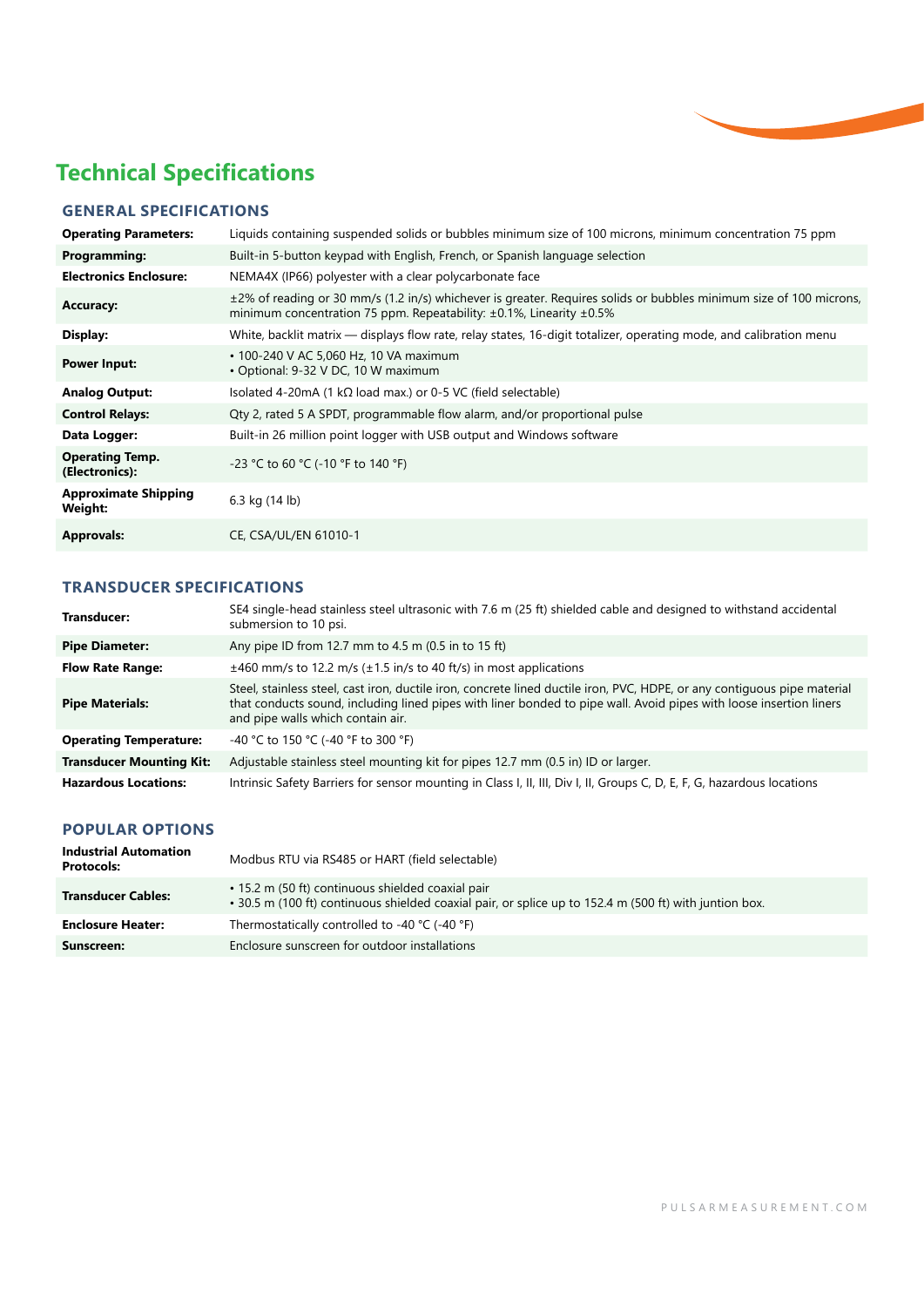# Technical Specifications

## GENERAL SPECIFICATIONS

| | |
|---|---|
| **Operating Parameters:** | Liquids containing suspended solids or bubbles minimum size of 100 microns, minimum concentration 75 ppm |
| **Programming:** | Built-in 5-button keypad with English, French, or Spanish language selection |
| **Electronics Enclosure:** | NEMA4X (IP66) polyester with a clear polycarbonate face |
| **Accuracy:** | ±2% of reading or 30 mm/s (1.2 in/s) whichever is greater. Requires solids or bubbles minimum size of 100 microns, minimum concentration 75 ppm. Repeatability: ±0.1%, Linearity ±0.5% |
| **Display:** | White, backlit matrix — displays flow rate, relay states, 16-digit totalizer, operating mode, and calibration menu |
| **Power Input:** | • 100-240 V AC 5,060 Hz, 10 VA maximum<br>• Optional: 9-32 V DC, 10 W maximum |
| **Analog Output:** | Isolated 4-20mA (1 kΩ load max.) or 0-5 VC (field selectable) |
| **Control Relays:** | Qty 2, rated 5 A SPDT, programmable flow alarm, and/or proportional pulse |
| **Data Logger:** | Built-in 26 million point logger with USB output and Windows software |
| **Operating Temp. (Electronics):** | -23 °C to 60 °C (-10 °F to 140 °F) |
| **Approximate Shipping Weight:** | 6.3 kg (14 lb) |
| **Approvals:** | CE, CSA/UL/EN 61010-1 |

## TRANSDUCER SPECIFICATIONS

| | |
|---|---|
| **Transducer:** | SE4 single-head stainless steel ultrasonic with 7.6 m (25 ft) shielded cable and designed to withstand accidental submersion to 10 psi. |
| **Pipe Diameter:** | Any pipe ID from 12.7 mm to 4.5 m (0.5 in to 15 ft) |
| **Flow Rate Range:** | ±460 mm/s to 12.2 m/s (±1.5 in/s to 40 ft/s) in most applications |
| **Pipe Materials:** | Steel, stainless steel, cast iron, ductile iron, concrete lined ductile iron, PVC, HDPE, or any contiguous pipe material that conducts sound, including lined pipes with liner bonded to pipe wall. Avoid pipes with loose insertion liners and pipe walls which contain air. |
| **Operating Temperature:** | -40 °C to 150 °C (-40 °F to 300 °F) |
| **Transducer Mounting Kit:** | Adjustable stainless steel mounting kit for pipes 12.7 mm (0.5 in) ID or larger. |
| **Hazardous Locations:** | Intrinsic Safety Barriers for sensor mounting in Class I, II, III, Div I, II, Groups C, D, E, F, G, hazardous locations |

## POPULAR OPTIONS

| | |
|---|---|
| **Industrial Automation Protocols:** | Modbus RTU via RS485 or HART (field selectable) |
| **Transducer Cables:** | • 15.2 m (50 ft) continuous shielded coaxial pair<br>• 30.5 m (100 ft) continuous shielded coaxial pair, or splice up to 152.4 m (500 ft) with juntion box. |
| **Enclosure Heater:** | Thermostatically controlled to -40 °C (-40 °F) |
| **Sunscreen:** | Enclosure sunscreen for outdoor installations |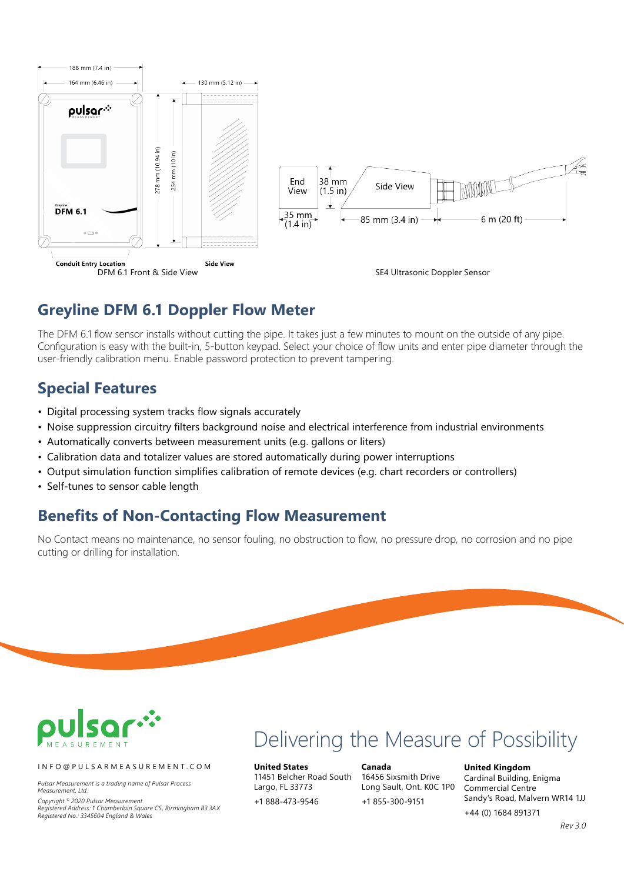188 mm (7.4 in)

164 mm (6.46 in)

130 mm (5.12 in)

278 mm (10.94 in)

254 mm (10 in)

Conduit Entry Location

Side View

DFM 6.1 Front & Side View

End View

38 mm (1.5 in)

35 mm (1.4 in)

Side View

85 mm (3.4 in)

6 m (20 ft)

SE4 Ultrasonic Doppler Sensor

## Greyline DFM 6.1 Doppler Flow Meter

The DFM 6.1 flow sensor installs without cutting the pipe. It takes just a few minutes to mount on the outside of any pipe. Configuration is easy with the built-in, 5-button keypad. Select your choice of flow units and enter pipe diameter through the user-friendly calibration menu. Enable password protection to prevent tampering.

## Special Features

- Digital processing system tracks flow signals accurately
- Noise suppression circuitry filters background noise and electrical interference from industrial environments
- Automatically converts between measurement units (e.g. gallons or liters)
- Calibration data and totalizer values are stored automatically during power interruptions
- Output simulation function simplifies calibration of remote devices (e.g. chart recorders or controllers)
- Self-tunes to sensor cable length

## Benefits of Non-Contacting Flow Measurement

No Contact means no maintenance, no sensor fouling, no obstruction to flow, no pressure drop, no corrosion and no pipe cutting or drilling for installation.

pulsar MEASUREMENT

Delivering the Measure of Possibility

INFO@PULSARMEASUREMENT.COM

*Pulsar Measurement is a trading name of Pulsar Process Measurement, Ltd.*

*Copyright © 2020 Pulsar Measurement*
*Registered Address: 1 Chamberlain Square CS, Birmingham B3 3AX*
*Registered No.: 3345604 England & Wales*

**United States**
11451 Belcher Road South
Largo, FL 33773
+1 888-473-9546

**Canada**
16456 Sixsmith Drive
Long Sault, Ont. K0C 1P0
+1 855-300-9151

**United Kingdom**
Cardinal Building, Enigma Commercial Centre
Sandy's Road, Malvern WR14 1JJ
+44 (0) 1684 891371

*Rev 3.0*